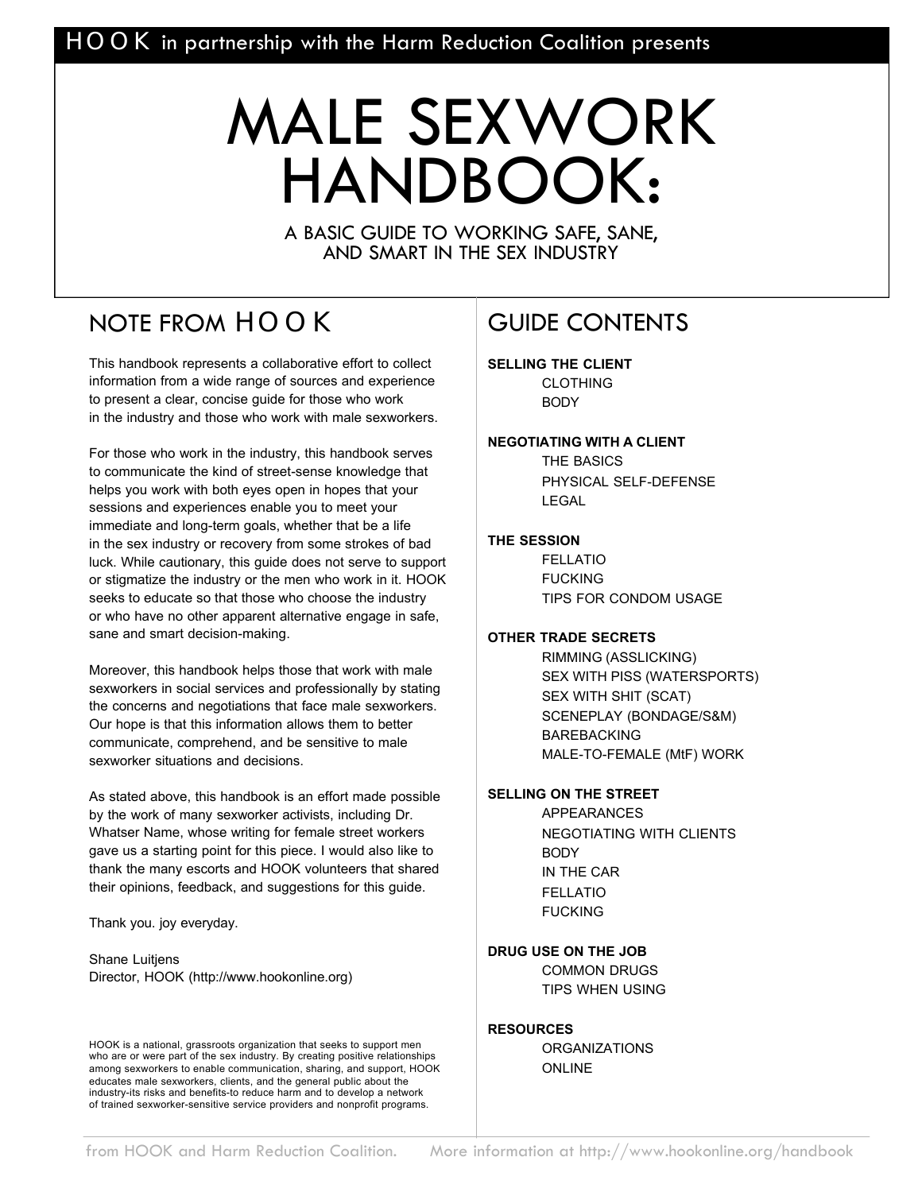HOOK in partnership with the Harm Reduction Coalition presents

# MALE SEXWORK HANDBOOK:

### A BASIC GUIDE TO WORKING SAFE, SANE, AND SMART IN THE SEX INDUSTRY

## NOTE FROM HOOK

This handbook represents a collaborative effort to collect information from a wide range of sources and experience to present a clear, concise guide for those who work in the industry and those who work with male sexworkers.

For those who work in the industry, this handbook serves to communicate the kind of street-sense knowledge that helps you work with both eyes open in hopes that your sessions and experiences enable you to meet your immediate and long-term goals, whether that be a life in the sex industry or recovery from some strokes of bad luck. While cautionary, this guide does not serve to support or stigmatize the industry or the men who work in it. HOOK seeks to educate so that those who choose the industry or who have no other apparent alternative engage in safe, sane and smart decision-making.

Moreover, this handbook helps those that work with male sexworkers in social services and professionally by stating the concerns and negotiations that face male sexworkers. Our hope is that this information allows them to better communicate, comprehend, and be sensitive to male sexworker situations and decisions.

As stated above, this handbook is an effort made possible by the work of many sexworker activists, including Dr. Whatser Name, whose writing for female street workers gave us a starting point for this piece. I would also like to thank the many escorts and HOOK volunteers that shared their opinions, feedback, and suggestions for this guide.

Thank you. joy everyday.

Shane Luitjens
Director, HOOK (http://www.hookonline.org)

HOOK is a national, grassroots organization that seeks to support men who are or were part of the sex industry. By creating positive relationships among sexworkers to enable communication, sharing, and support, HOOK educates male sexworkers, clients, and the general public about the industry-its risks and benefits-to reduce harm and to develop a network of trained sexworker-sensitive service providers and nonprofit programs.

## GUIDE CONTENTS

**SELLING THE CLIENT**
- CLOTHING
- BODY

**NEGOTIATING WITH A CLIENT**
- THE BASICS
- PHYSICAL SELF-DEFENSE
- LEGAL

**THE SESSION**
- FELLATIO
- FUCKING
- TIPS FOR CONDOM USAGE

**OTHER TRADE SECRETS**
- RIMMING (ASSLICKING)
- SEX WITH PISS (WATERSPORTS)
- SEX WITH SHIT (SCAT)
- SCENEPLAY (BONDAGE/S&M)
- BAREBACKING
- MALE-TO-FEMALE (MtF) WORK

**SELLING ON THE STREET**
- APPEARANCES
- NEGOTIATING WITH CLIENTS
- BODY
- IN THE CAR
- FELLATIO
- FUCKING

**DRUG USE ON THE JOB**
- COMMON DRUGS
- TIPS WHEN USING

**RESOURCES**
- ORGANIZATIONS
- ONLINE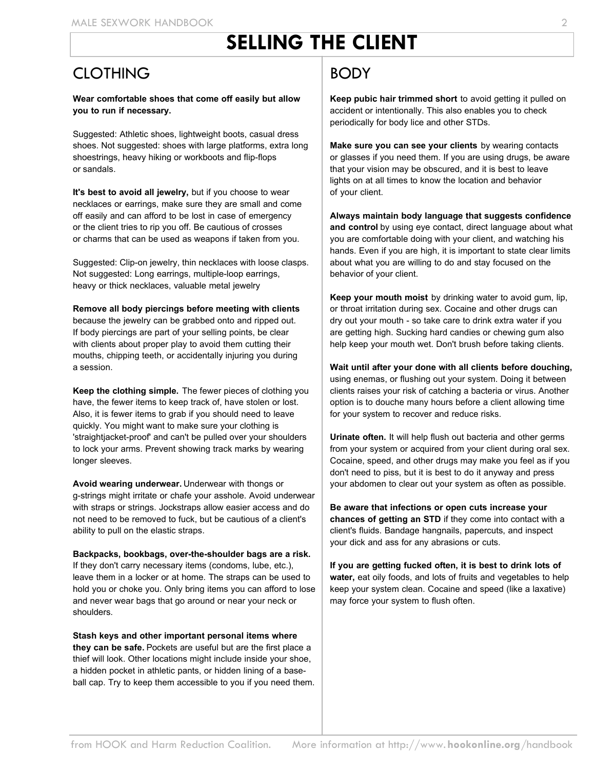# SELLING THE CLIENT

## CLOTHING

**Wear comfortable shoes that come off easily but allow you to run if necessary.**

Suggested: Athletic shoes, lightweight boots, casual dress shoes. Not suggested: shoes with large platforms, extra long shoestrings, heavy hiking or workboots and flip-flops or sandals.

**It's best to avoid all jewelry,** but if you choose to wear necklaces or earrings, make sure they are small and come off easily and can afford to be lost in case of emergency or the client tries to rip you off. Be cautious of crosses or charms that can be used as weapons if taken from you.

Suggested: Clip-on jewelry, thin necklaces with loose clasps. Not suggested: Long earrings, multiple-loop earrings, heavy or thick necklaces, valuable metal jewelry

**Remove all body piercings before meeting with clients** because the jewelry can be grabbed onto and ripped out. If body piercings are part of your selling points, be clear with clients about proper play to avoid them cutting their mouths, chipping teeth, or accidentally injuring you during a session.

**Keep the clothing simple.** The fewer pieces of clothing you have, the fewer items to keep track of, have stolen or lost. Also, it is fewer items to grab if you should need to leave quickly. You might want to make sure your clothing is 'straightjacket-proof' and can't be pulled over your shoulders to lock your arms. Prevent showing track marks by wearing longer sleeves.

**Avoid wearing underwear.** Underwear with thongs or g-strings might irritate or chafe your asshole. Avoid underwear with straps or strings. Jockstraps allow easier access and do not need to be removed to fuck, but be cautious of a client's ability to pull on the elastic straps.

**Backpacks, bookbags, over-the-shoulder bags are a risk.** If they don't carry necessary items (condoms, lube, etc.), leave them in a locker or at home. The straps can be used to hold you or choke you. Only bring items you can afford to lose and never wear bags that go around or near your neck or shoulders.

**Stash keys and other important personal items where they can be safe.** Pockets are useful but are the first place a thief will look. Other locations might include inside your shoe, a hidden pocket in athletic pants, or hidden lining of a baseball cap. Try to keep them accessible to you if you need them.

## BODY

**Keep pubic hair trimmed short** to avoid getting it pulled on accident or intentionally. This also enables you to check periodically for body lice and other STDs.

**Make sure you can see your clients** by wearing contacts or glasses if you need them. If you are using drugs, be aware that your vision may be obscured, and it is best to leave lights on at all times to know the location and behavior of your client.

**Always maintain body language that suggests confidence and control** by using eye contact, direct language about what you are comfortable doing with your client, and watching his hands. Even if you are high, it is important to state clear limits about what you are willing to do and stay focused on the behavior of your client.

**Keep your mouth moist** by drinking water to avoid gum, lip, or throat irritation during sex. Cocaine and other drugs can dry out your mouth - so take care to drink extra water if you are getting high. Sucking hard candies or chewing gum also help keep your mouth wet. Don't brush before taking clients.

**Wait until after your done with all clients before douching,** using enemas, or flushing out your system. Doing it between clients raises your risk of catching a bacteria or virus. Another option is to douche many hours before a client allowing time for your system to recover and reduce risks.

**Urinate often.** It will help flush out bacteria and other germs from your system or acquired from your client during oral sex. Cocaine, speed, and other drugs may make you feel as if you don't need to piss, but it is best to do it anyway and press your abdomen to clear out your system as often as possible.

**Be aware that infections or open cuts increase your chances of getting an STD** if they come into contact with a client's fluids. Bandage hangnails, papercuts, and inspect your dick and ass for any abrasions or cuts.

**If you are getting fucked often, it is best to drink lots of water,** eat oily foods, and lots of fruits and vegetables to help keep your system clean. Cocaine and speed (like a laxative) may force your system to flush often.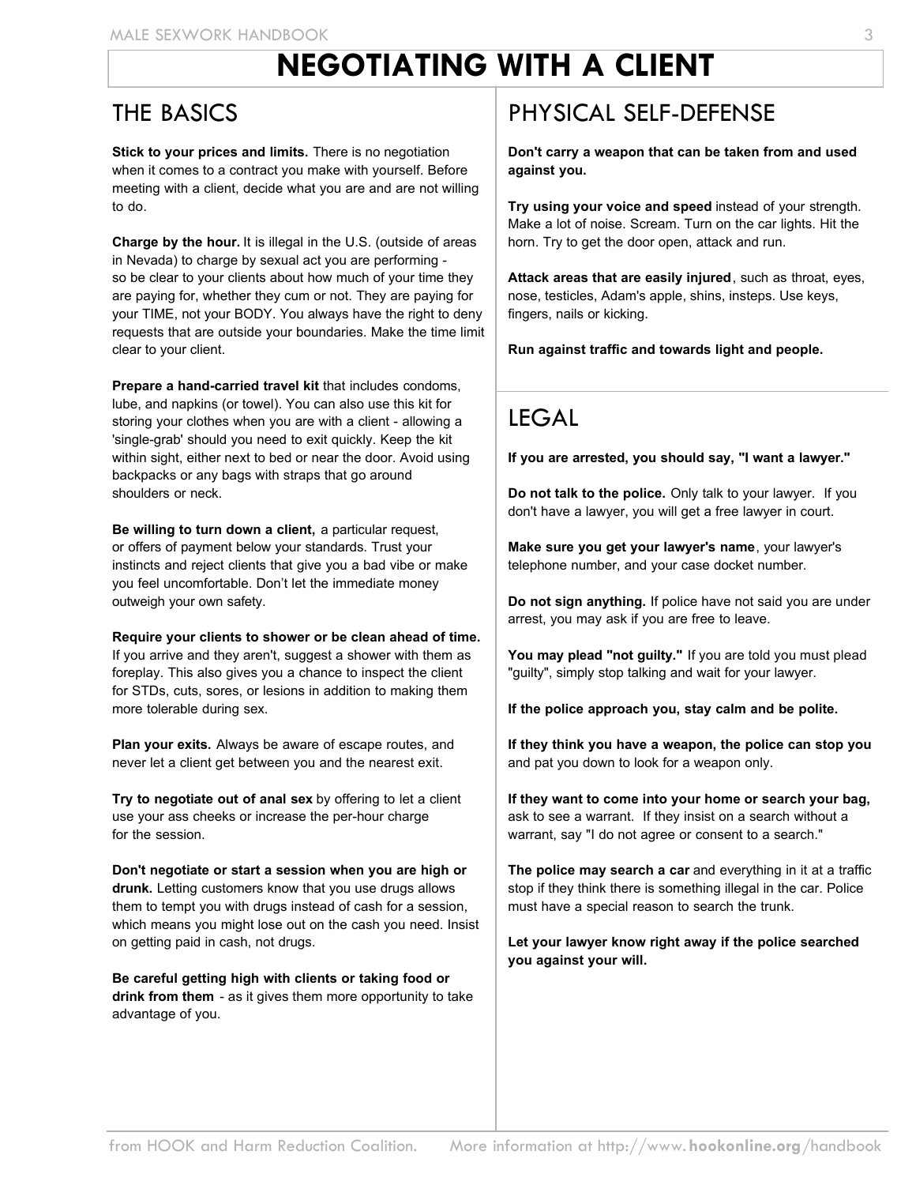# NEGOTIATING WITH A CLIENT

## THE BASICS

**Stick to your prices and limits.** There is no negotiation when it comes to a contract you make with yourself. Before meeting with a client, decide what you are and are not willing to do.

**Charge by the hour.** It is illegal in the U.S. (outside of areas in Nevada) to charge by sexual act you are performing - so be clear to your clients about how much of your time they are paying for, whether they cum or not. They are paying for your TIME, not your BODY. You always have the right to deny requests that are outside your boundaries. Make the time limit clear to your client.

**Prepare a hand-carried travel kit** that includes condoms, lube, and napkins (or towel). You can also use this kit for storing your clothes when you are with a client - allowing a 'single-grab' should you need to exit quickly. Keep the kit within sight, either next to bed or near the door. Avoid using backpacks or any bags with straps that go around shoulders or neck.

**Be willing to turn down a client,** a particular request, or offers of payment below your standards. Trust your instincts and reject clients that give you a bad vibe or make you feel uncomfortable. Don't let the immediate money outweigh your own safety.

**Require your clients to shower or be clean ahead of time.** If you arrive and they aren't, suggest a shower with them as foreplay. This also gives you a chance to inspect the client for STDs, cuts, sores, or lesions in addition to making them more tolerable during sex.

**Plan your exits.** Always be aware of escape routes, and never let a client get between you and the nearest exit.

**Try to negotiate out of anal sex** by offering to let a client use your ass cheeks or increase the per-hour charge for the session.

**Don't negotiate or start a session when you are high or drunk.** Letting customers know that you use drugs allows them to tempt you with drugs instead of cash for a session, which means you might lose out on the cash you need. Insist on getting paid in cash, not drugs.

**Be careful getting high with clients or taking food or drink from them** - as it gives them more opportunity to take advantage of you.

## PHYSICAL SELF-DEFENSE

**Don't carry a weapon that can be taken from and used against you.**

**Try using your voice and speed** instead of your strength. Make a lot of noise. Scream. Turn on the car lights. Hit the horn. Try to get the door open, attack and run.

**Attack areas that are easily injured**, such as throat, eyes, nose, testicles, Adam's apple, shins, insteps. Use keys, fingers, nails or kicking.

**Run against traffic and towards light and people.**

## LEGAL

**If you are arrested, you should say, "I want a lawyer."**

**Do not talk to the police.** Only talk to your lawyer. If you don't have a lawyer, you will get a free lawyer in court.

**Make sure you get your lawyer's name**, your lawyer's telephone number, and your case docket number.

**Do not sign anything.** If police have not said you are under arrest, you may ask if you are free to leave.

**You may plead "not guilty."** If you are told you must plead "guilty", simply stop talking and wait for your lawyer.

**If the police approach you, stay calm and be polite.**

**If they think you have a weapon, the police can stop you** and pat you down to look for a weapon only.

**If they want to come into your home or search your bag,** ask to see a warrant. If they insist on a search without a warrant, say "I do not agree or consent to a search."

**The police may search a car** and everything in it at a traffic stop if they think there is something illegal in the car. Police must have a special reason to search the trunk.

**Let your lawyer know right away if the police searched you against your will.**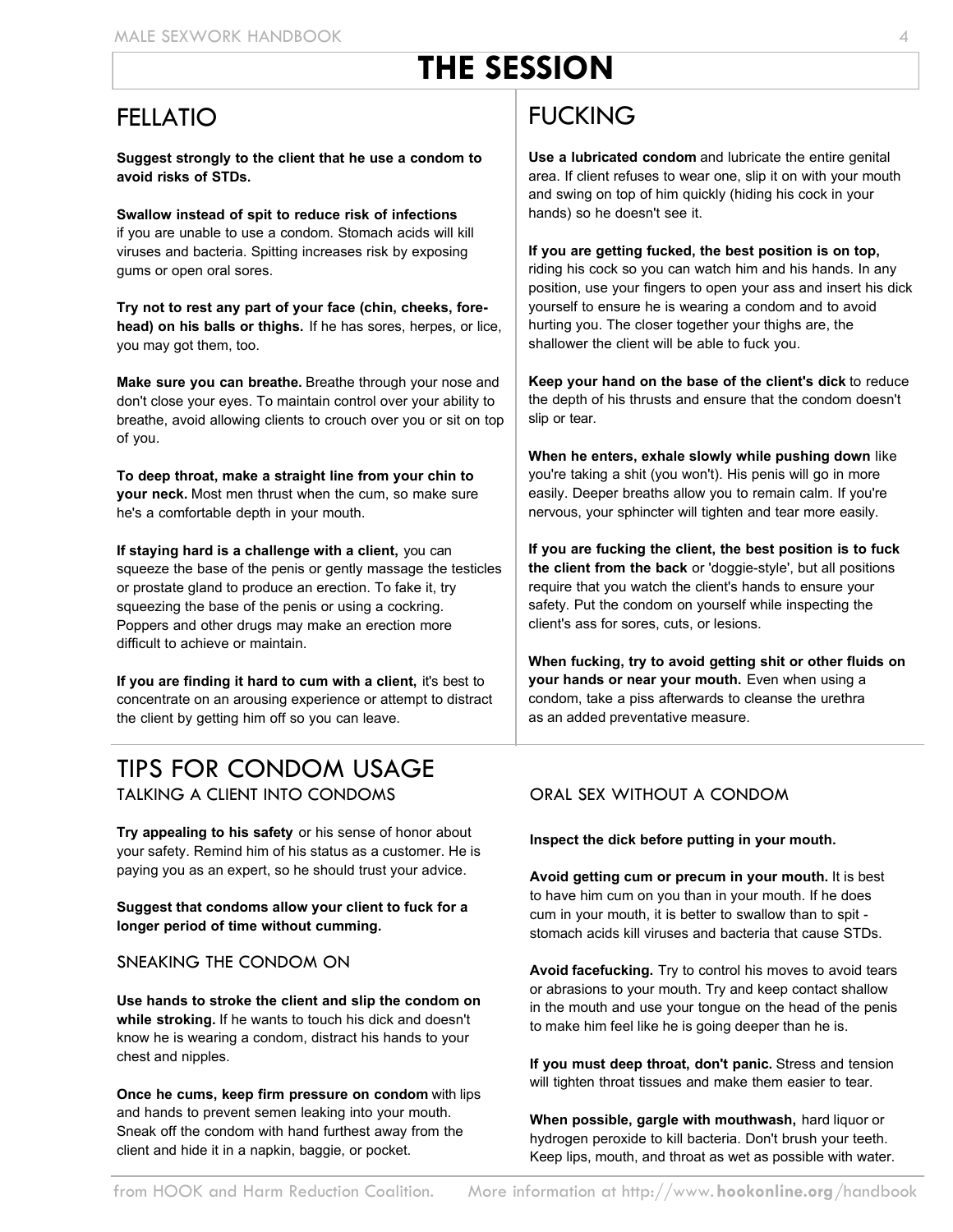# THE SESSION

## FELLATIO

**Suggest strongly to the client that he use a condom to avoid risks of STDs.**

**Swallow instead of spit to reduce risk of infections** if you are unable to use a condom. Stomach acids will kill viruses and bacteria. Spitting increases risk by exposing gums or open oral sores.

**Try not to rest any part of your face (chin, cheeks, forehead) on his balls or thighs.** If he has sores, herpes, or lice, you may got them, too.

**Make sure you can breathe.** Breathe through your nose and don't close your eyes. To maintain control over your ability to breathe, avoid allowing clients to crouch over you or sit on top of you.

**To deep throat, make a straight line from your chin to your neck.** Most men thrust when the cum, so make sure he's a comfortable depth in your mouth.

**If staying hard is a challenge with a client,** you can squeeze the base of the penis or gently massage the testicles or prostate gland to produce an erection. To fake it, try squeezing the base of the penis or using a cockring. Poppers and other drugs may make an erection more difficult to achieve or maintain.

**If you are finding it hard to cum with a client,** it's best to concentrate on an arousing experience or attempt to distract the client by getting him off so you can leave.

## FUCKING

**Use a lubricated condom** and lubricate the entire genital area. If client refuses to wear one, slip it on with your mouth and swing on top of him quickly (hiding his cock in your hands) so he doesn't see it.

**If you are getting fucked, the best position is on top,** riding his cock so you can watch him and his hands. In any position, use your fingers to open your ass and insert his dick yourself to ensure he is wearing a condom and to avoid hurting you. The closer together your thighs are, the shallower the client will be able to fuck you.

**Keep your hand on the base of the client's dick** to reduce the depth of his thrusts and ensure that the condom doesn't slip or tear.

**When he enters, exhale slowly while pushing down** like you're taking a shit (you won't). His penis will go in more easily. Deeper breaths allow you to remain calm. If you're nervous, your sphincter will tighten and tear more easily.

**If you are fucking the client, the best position is to fuck the client from the back** or 'doggie-style', but all positions require that you watch the client's hands to ensure your safety. Put the condom on yourself while inspecting the client's ass for sores, cuts, or lesions.

**When fucking, try to avoid getting shit or other fluids on your hands or near your mouth.** Even when using a condom, take a piss afterwards to cleanse the urethra as an added preventative measure.

## TIPS FOR CONDOM USAGE

### TALKING A CLIENT INTO CONDOMS

**Try appealing to his safety** or his sense of honor about your safety. Remind him of his status as a customer. He is paying you as an expert, so he should trust your advice.

**Suggest that condoms allow your client to fuck for a longer period of time without cumming.**

### SNEAKING THE CONDOM ON

**Use hands to stroke the client and slip the condom on while stroking.** If he wants to touch his dick and doesn't know he is wearing a condom, distract his hands to your chest and nipples.

**Once he cums, keep firm pressure on condom** with lips and hands to prevent semen leaking into your mouth. Sneak off the condom with hand furthest away from the client and hide it in a napkin, baggie, or pocket.

### ORAL SEX WITHOUT A CONDOM

**Inspect the dick before putting in your mouth.**

**Avoid getting cum or precum in your mouth.** It is best to have him cum on you than in your mouth. If he does cum in your mouth, it is better to swallow than to spit - stomach acids kill viruses and bacteria that cause STDs.

**Avoid facefucking.** Try to control his moves to avoid tears or abrasions to your mouth. Try and keep contact shallow in the mouth and use your tongue on the head of the penis to make him feel like he is going deeper than he is.

**If you must deep throat, don't panic.** Stress and tension will tighten throat tissues and make them easier to tear.

**When possible, gargle with mouthwash,** hard liquor or hydrogen peroxide to kill bacteria. Don't brush your teeth. Keep lips, mouth, and throat as wet as possible with water.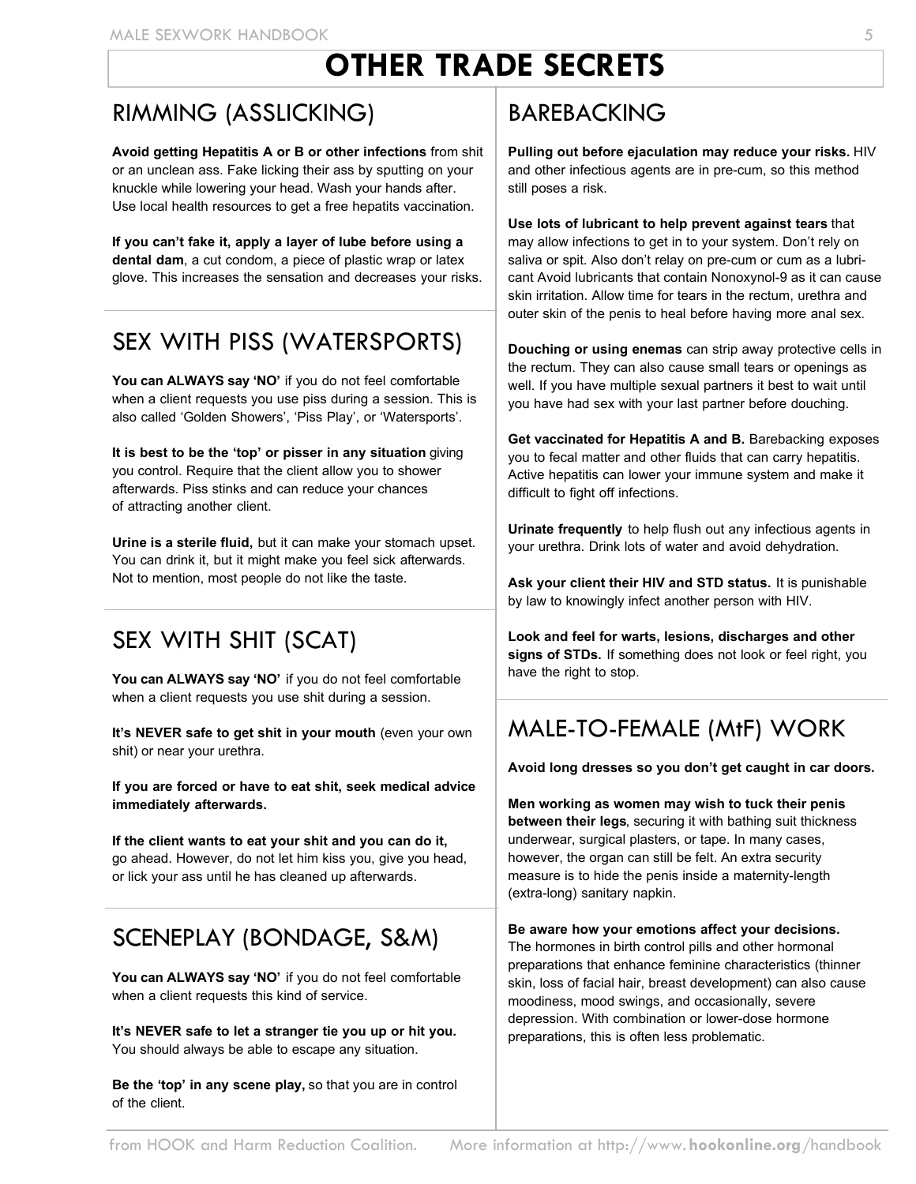# OTHER TRADE SECRETS

## RIMMING (ASSLICKING)

**Avoid getting Hepatitis A or B or other infections** from shit or an unclean ass. Fake licking their ass by sputting on your knuckle while lowering your head. Wash your hands after. Use local health resources to get a free hepatits vaccination.

**If you can't fake it, apply a layer of lube before using a dental dam**, a cut condom, a piece of plastic wrap or latex glove. This increases the sensation and decreases your risks.

## SEX WITH PISS (WATERSPORTS)

**You can ALWAYS say 'NO'** if you do not feel comfortable when a client requests you use piss during a session. This is also called 'Golden Showers', 'Piss Play', or 'Watersports'.

**It is best to be the 'top' or pisser in any situation** giving you control. Require that the client allow you to shower afterwards. Piss stinks and can reduce your chances of attracting another client.

**Urine is a sterile fluid,** but it can make your stomach upset. You can drink it, but it might make you feel sick afterwards. Not to mention, most people do not like the taste.

## SEX WITH SHIT (SCAT)

**You can ALWAYS say 'NO'** if you do not feel comfortable when a client requests you use shit during a session.

**It's NEVER safe to get shit in your mouth** (even your own shit) or near your urethra.

**If you are forced or have to eat shit, seek medical advice immediately afterwards.**

**If the client wants to eat your shit and you can do it,** go ahead. However, do not let him kiss you, give you head, or lick your ass until he has cleaned up afterwards.

## SCENEPLAY (BONDAGE, S&M)

**You can ALWAYS say 'NO'** if you do not feel comfortable when a client requests this kind of service.

**It's NEVER safe to let a stranger tie you up or hit you.** You should always be able to escape any situation.

**Be the 'top' in any scene play,** so that you are in control of the client.

## BAREBACKING

**Pulling out before ejaculation may reduce your risks.** HIV and other infectious agents are in pre-cum, so this method still poses a risk.

**Use lots of lubricant to help prevent against tears** that may allow infections to get in to your system. Don't rely on saliva or spit. Also don't relay on pre-cum or cum as a lubricant Avoid lubricants that contain Nonoxynol-9 as it can cause skin irritation. Allow time for tears in the rectum, urethra and outer skin of the penis to heal before having more anal sex.

**Douching or using enemas** can strip away protective cells in the rectum. They can also cause small tears or openings as well. If you have multiple sexual partners it best to wait until you have had sex with your last partner before douching.

**Get vaccinated for Hepatitis A and B.** Barebacking exposes you to fecal matter and other fluids that can carry hepatitis. Active hepatitis can lower your immune system and make it difficult to fight off infections.

**Urinate frequently** to help flush out any infectious agents in your urethra. Drink lots of water and avoid dehydration.

**Ask your client their HIV and STD status.** It is punishable by law to knowingly infect another person with HIV.

**Look and feel for warts, lesions, discharges and other signs of STDs.** If something does not look or feel right, you have the right to stop.

## MALE-TO-FEMALE (MtF) WORK

**Avoid long dresses so you don't get caught in car doors.**

**Men working as women may wish to tuck their penis between their legs**, securing it with bathing suit thickness underwear, surgical plasters, or tape. In many cases, however, the organ can still be felt. An extra security measure is to hide the penis inside a maternity-length (extra-long) sanitary napkin.

**Be aware how your emotions affect your decisions.** The hormones in birth control pills and other hormonal preparations that enhance feminine characteristics (thinner skin, loss of facial hair, breast development) can also cause moodiness, mood swings, and occasionally, severe depression. With combination or lower-dose hormone preparations, this is often less problematic.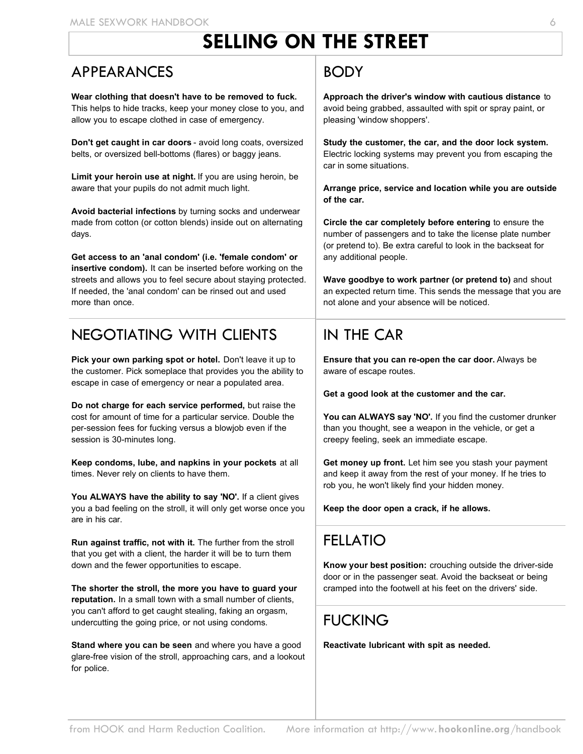# SELLING ON THE STREET

## APPEARANCES

**Wear clothing that doesn't have to be removed to fuck.** This helps to hide tracks, keep your money close to you, and allow you to escape clothed in case of emergency.

**Don't get caught in car doors** - avoid long coats, oversized belts, or oversized bell-bottoms (flares) or baggy jeans.

**Limit your heroin use at night.** If you are using heroin, be aware that your pupils do not admit much light.

**Avoid bacterial infections** by turning socks and underwear made from cotton (or cotton blends) inside out on alternating days.

**Get access to an 'anal condom' (i.e. 'female condom' or insertive condom).** It can be inserted before working on the streets and allows you to feel secure about staying protected. If needed, the 'anal condom' can be rinsed out and used more than once.

## NEGOTIATING WITH CLIENTS

**Pick your own parking spot or hotel.** Don't leave it up to the customer. Pick someplace that provides you the ability to escape in case of emergency or near a populated area.

**Do not charge for each service performed,** but raise the cost for amount of time for a particular service. Double the per-session fees for fucking versus a blowjob even if the session is 30-minutes long.

**Keep condoms, lube, and napkins in your pockets** at all times. Never rely on clients to have them.

**You ALWAYS have the ability to say 'NO'.** If a client gives you a bad feeling on the stroll, it will only get worse once you are in his car.

**Run against traffic, not with it.** The further from the stroll that you get with a client, the harder it will be to turn them down and the fewer opportunities to escape.

**The shorter the stroll, the more you have to guard your reputation.** In a small town with a small number of clients, you can't afford to get caught stealing, faking an orgasm, undercutting the going price, or not using condoms.

**Stand where you can be seen** and where you have a good glare-free vision of the stroll, approaching cars, and a lookout for police.

## BODY

**Approach the driver's window with cautious distance** to avoid being grabbed, assaulted with spit or spray paint, or pleasing 'window shoppers'.

**Study the customer, the car, and the door lock system.** Electric locking systems may prevent you from escaping the car in some situations.

**Arrange price, service and location while you are outside of the car.**

**Circle the car completely before entering** to ensure the number of passengers and to take the license plate number (or pretend to). Be extra careful to look in the backseat for any additional people.

**Wave goodbye to work partner (or pretend to)** and shout an expected return time. This sends the message that you are not alone and your absence will be noticed.

## IN THE CAR

**Ensure that you can re-open the car door.** Always be aware of escape routes.

**Get a good look at the customer and the car.**

**You can ALWAYS say 'NO'.** If you find the customer drunker than you thought, see a weapon in the vehicle, or get a creepy feeling, seek an immediate escape.

**Get money up front.** Let him see you stash your payment and keep it away from the rest of your money. If he tries to rob you, he won't likely find your hidden money.

**Keep the door open a crack, if he allows.**

## FELLATIO

**Know your best position:** crouching outside the driver-side door or in the passenger seat. Avoid the backseat or being cramped into the footwell at his feet on the drivers' side.

## FUCKING

**Reactivate lubricant with spit as needed.**

from HOOK and Harm Reduction Coalition. More information at http://www.hookonline.org/handbook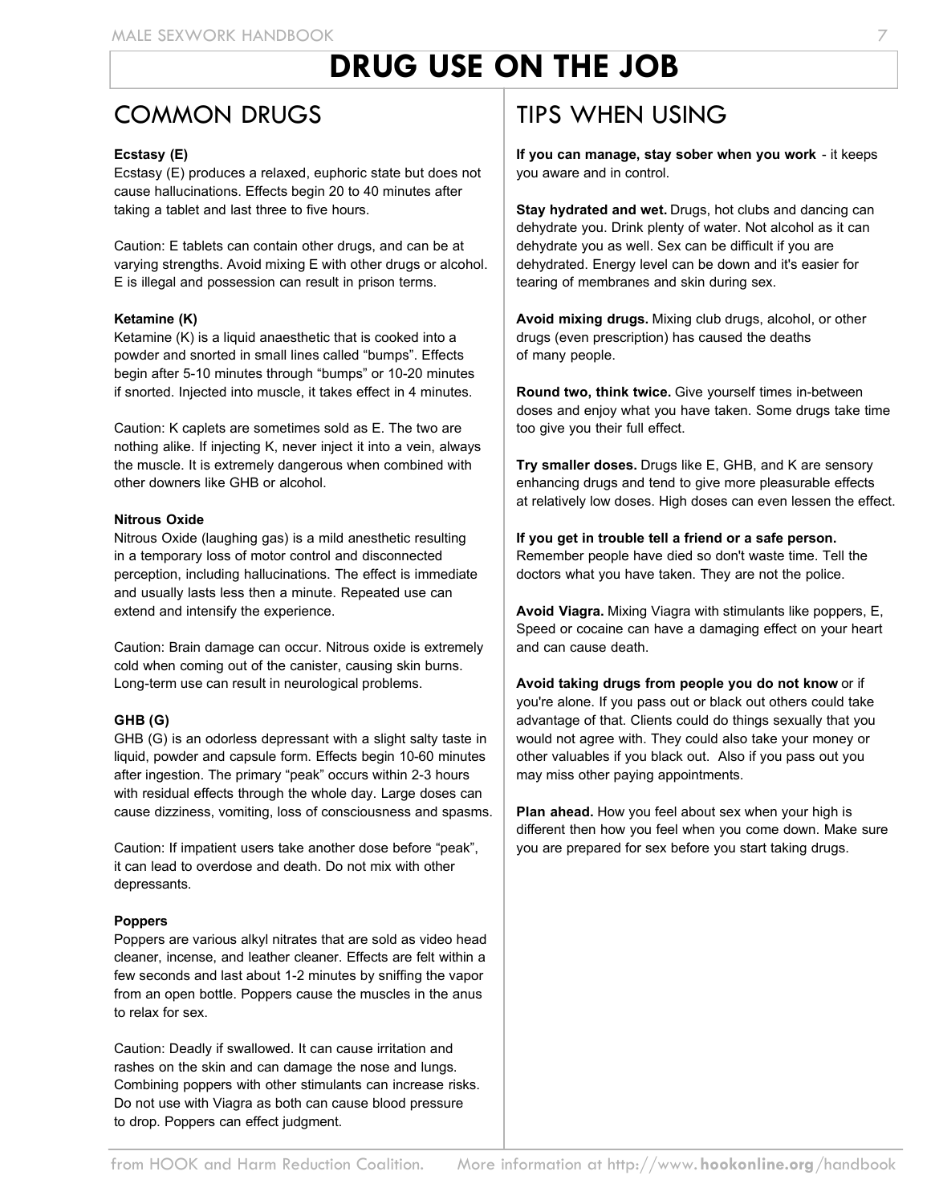# DRUG USE ON THE JOB

## COMMON DRUGS

**Ecstasy (E)**

Ecstasy (E) produces a relaxed, euphoric state but does not cause hallucinations. Effects begin 20 to 40 minutes after taking a tablet and last three to five hours.

Caution: E tablets can contain other drugs, and can be at varying strengths. Avoid mixing E with other drugs or alcohol. E is illegal and possession can result in prison terms.

**Ketamine (K)**

Ketamine (K) is a liquid anaesthetic that is cooked into a powder and snorted in small lines called "bumps". Effects begin after 5-10 minutes through "bumps" or 10-20 minutes if snorted. Injected into muscle, it takes effect in 4 minutes.

Caution: K caplets are sometimes sold as E. The two are nothing alike. If injecting K, never inject it into a vein, always the muscle. It is extremely dangerous when combined with other downers like GHB or alcohol.

**Nitrous Oxide**

Nitrous Oxide (laughing gas) is a mild anesthetic resulting in a temporary loss of motor control and disconnected perception, including hallucinations. The effect is immediate and usually lasts less then a minute. Repeated use can extend and intensify the experience.

Caution: Brain damage can occur. Nitrous oxide is extremely cold when coming out of the canister, causing skin burns. Long-term use can result in neurological problems.

**GHB (G)**

GHB (G) is an odorless depressant with a slight salty taste in liquid, powder and capsule form. Effects begin 10-60 minutes after ingestion. The primary "peak" occurs within 2-3 hours with residual effects through the whole day. Large doses can cause dizziness, vomiting, loss of consciousness and spasms.

Caution: If impatient users take another dose before "peak", it can lead to overdose and death. Do not mix with other depressants.

**Poppers**

Poppers are various alkyl nitrates that are sold as video head cleaner, incense, and leather cleaner. Effects are felt within a few seconds and last about 1-2 minutes by sniffing the vapor from an open bottle. Poppers cause the muscles in the anus to relax for sex.

Caution: Deadly if swallowed. It can cause irritation and rashes on the skin and can damage the nose and lungs. Combining poppers with other stimulants can increase risks. Do not use with Viagra as both can cause blood pressure to drop. Poppers can effect judgment.

## TIPS WHEN USING

**If you can manage, stay sober when you work** - it keeps you aware and in control.

**Stay hydrated and wet.** Drugs, hot clubs and dancing can dehydrate you. Drink plenty of water. Not alcohol as it can dehydrate you as well. Sex can be difficult if you are dehydrated. Energy level can be down and it's easier for tearing of membranes and skin during sex.

**Avoid mixing drugs.** Mixing club drugs, alcohol, or other drugs (even prescription) has caused the deaths of many people.

**Round two, think twice.** Give yourself times in-between doses and enjoy what you have taken. Some drugs take time too give you their full effect.

**Try smaller doses.** Drugs like E, GHB, and K are sensory enhancing drugs and tend to give more pleasurable effects at relatively low doses. High doses can even lessen the effect.

**If you get in trouble tell a friend or a safe person.** Remember people have died so don't waste time. Tell the doctors what you have taken. They are not the police.

**Avoid Viagra.** Mixing Viagra with stimulants like poppers, E, Speed or cocaine can have a damaging effect on your heart and can cause death.

**Avoid taking drugs from people you do not know** or if you're alone. If you pass out or black out others could take advantage of that. Clients could do things sexually that you would not agree with. They could also take your money or other valuables if you black out. Also if you pass out you may miss other paying appointments.

**Plan ahead.** How you feel about sex when your high is different then how you feel when you come down. Make sure you are prepared for sex before you start taking drugs.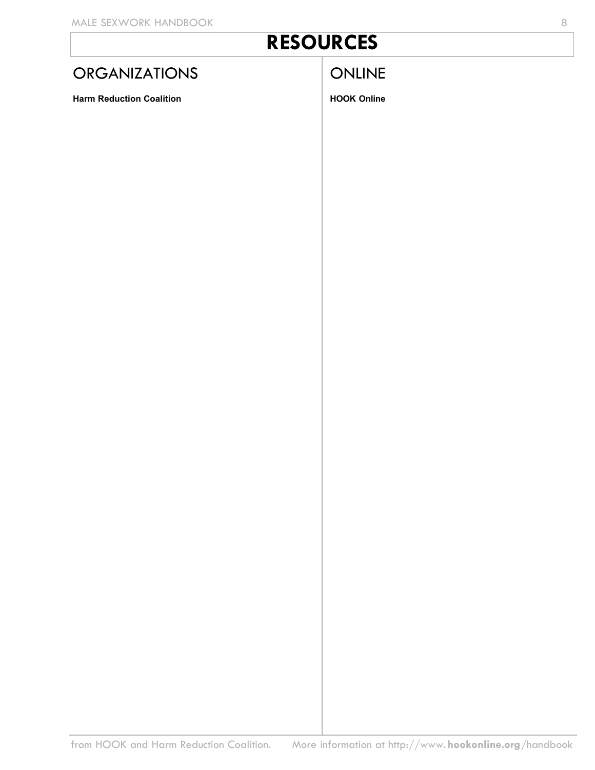# RESOURCES

## ORGANIZATIONS

**Harm Reduction Coalition**

## ONLINE

**HOOK Online**